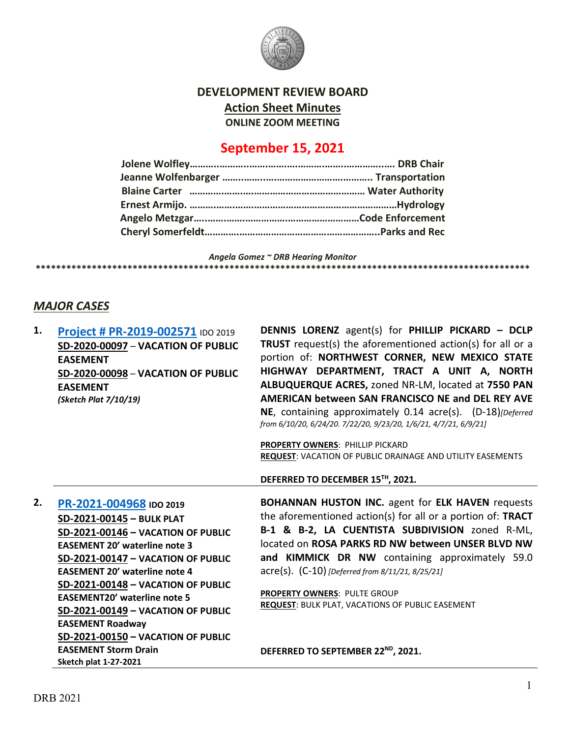# DEVELOPMENT REVIEW BOARD

## Action Sheet Minutes

**ONLINE ZOOM MEETING**

## September 15, 2021

**Jolene Wolfley……………………………………………………………. DRB Chair**
**Jeanne Wolfenbarger ………………………………………………. Transportation**
**Blaine Carter ………………………………………………………… Water Authority**
**Ernest Armijo. ………………………………………………………………Hydrology**
**Angelo Metzgar……………………………………………………Code Enforcement**
**Cheryl Somerfeldt………………………………………………………..Parks and Rec**

*Angela Gomez ~ DRB Hearing Monitor*

****************************************************************************************************

## *MAJOR CASES*

**1. Project # PR-2019-002571** IDO 2019
**SD-2020-00097** – **VACATION OF PUBLIC EASEMENT**
**SD-2020-00098** – **VACATION OF PUBLIC EASEMENT**
***(Sketch Plat 7/10/19)***

**DENNIS LORENZ** agent(s) for **PHILLIP PICKARD – DCLP TRUST** request(s) the aforementioned action(s) for all or a portion of: **NORTHWEST CORNER, NEW MEXICO STATE HIGHWAY DEPARTMENT, TRACT A UNIT A, NORTH ALBUQUERQUE ACRES,** zoned NR-LM, located at **7550 PAN AMERICAN between SAN FRANCISCO NE and DEL REY AVE NE**, containing approximately 0.14 acre(s). (D-18)*[Deferred from 6/10/20, 6/24/20. 7/22/20, 9/23/20, 1/6/21, 4/7/21, 6/9/21]*

**PROPERTY OWNERS**: PHILLIP PICKARD
**REQUEST**: VACATION OF PUBLIC DRAINAGE AND UTILITY EASEMENTS

**DEFERRED TO DECEMBER 15TH, 2021.**

---

**2. PR-2021-004968 IDO 2019**
**SD-2021-00145 – BULK PLAT**
**SD-2021-00146 – VACATION OF PUBLIC EASEMENT 20' waterline note 3**
**SD-2021-00147 – VACATION OF PUBLIC EASEMENT 20' waterline note 4**
**SD-2021-00148 – VACATION OF PUBLIC EASEMENT20' waterline note 5**
**SD-2021-00149 – VACATION OF PUBLIC EASEMENT Roadway**
**SD-2021-00150 – VACATION OF PUBLIC EASEMENT Storm Drain**
**Sketch plat 1-27-2021**

**BOHANNAN HUSTON INC.** agent for **ELK HAVEN** requests the aforementioned action(s) for all or a portion of: **TRACT B-1 & B-2, LA CUENTISTA SUBDIVISION** zoned R-ML, located on **ROSA PARKS RD NW between UNSER BLVD NW and KIMMICK DR NW** containing approximately 59.0 acre(s). (C-10) *[Deferred from 8/11/21, 8/25/21]*

**PROPERTY OWNERS**: PULTE GROUP
**REQUEST**: BULK PLAT, VACATIONS OF PUBLIC EASEMENT

**DEFERRED TO SEPTEMBER 22ND, 2021.**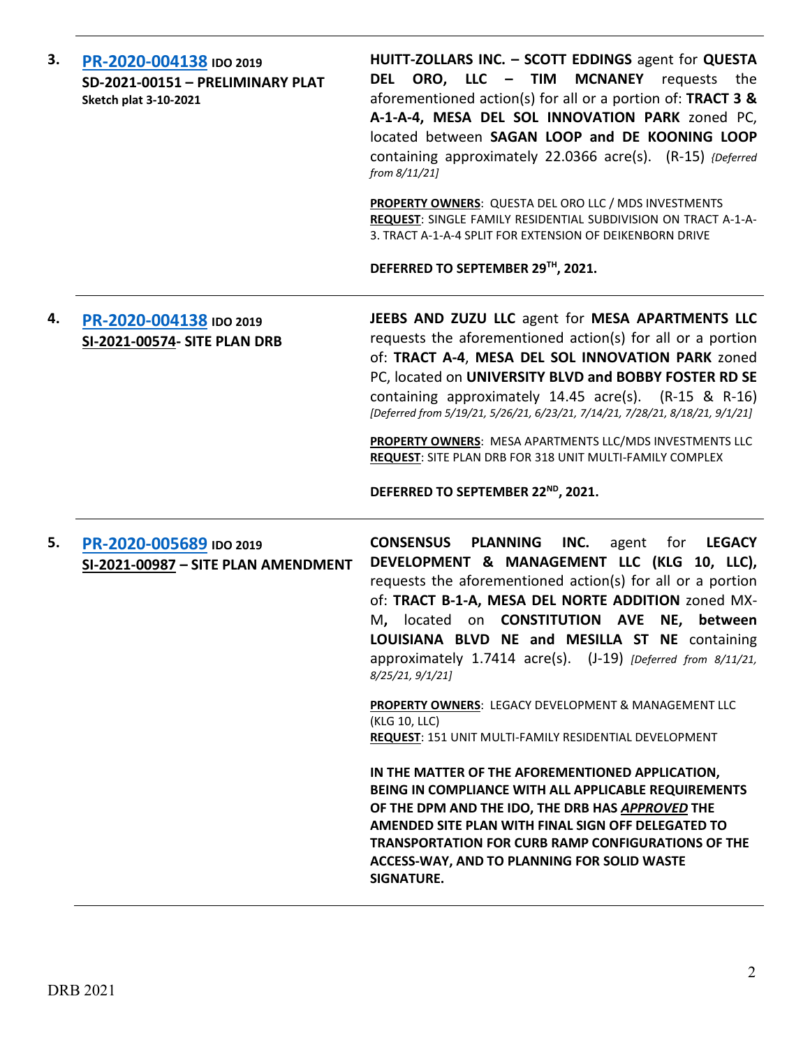| | | |
|---|---|---|
| **3.** | [**PR-2020-004138**]() **IDO 2019**<br>**SD-2021-00151 – PRELIMINARY PLAT**<br>**Sketch plat 3-10-2021** | **HUITT-ZOLLARS INC. – SCOTT EDDINGS** agent for **QUESTA DEL ORO, LLC – TIM MCNANEY** requests the aforementioned action(s) for all or a portion of: **TRACT 3 & A-1-A-4, MESA DEL SOL INNOVATION PARK** zoned PC, located between **SAGAN LOOP and DE KOONING LOOP** containing approximately 22.0366 acre(s). (R-15) *{Deferred from 8/11/21]*<br><br>**PROPERTY OWNERS**: QUESTA DEL ORO LLC / MDS INVESTMENTS<br>**REQUEST**: SINGLE FAMILY RESIDENTIAL SUBDIVISION ON TRACT A-1-A-3. TRACT A-1-A-4 SPLIT FOR EXTENSION OF DEIKENBORN DRIVE<br><br>**DEFERRED TO SEPTEMBER 29TH, 2021.** |
| **4.** | [**PR-2020-004138**]() **IDO 2019**<br>**SI-2021-00574- SITE PLAN DRB** | **JEEBS AND ZUZU LLC** agent for **MESA APARTMENTS LLC** requests the aforementioned action(s) for all or a portion of: **TRACT A-4**, **MESA DEL SOL INNOVATION PARK** zoned PC, located on **UNIVERSITY BLVD and BOBBY FOSTER RD SE** containing approximately 14.45 acre(s). (R-15 & R-16) *[Deferred from 5/19/21, 5/26/21, 6/23/21, 7/14/21, 7/28/21, 8/18/21, 9/1/21]*<br><br>**PROPERTY OWNERS**: MESA APARTMENTS LLC/MDS INVESTMENTS LLC<br>**REQUEST**: SITE PLAN DRB FOR 318 UNIT MULTI-FAMILY COMPLEX<br><br>**DEFERRED TO SEPTEMBER 22ND, 2021.** |
| **5.** | [**PR-2020-005689**]() **IDO 2019**<br>**SI-2021-00987 – SITE PLAN AMENDMENT** | **CONSENSUS PLANNING INC.** agent for **LEGACY DEVELOPMENT & MANAGEMENT LLC (KLG 10, LLC),** requests the aforementioned action(s) for all or a portion of: **TRACT B-1-A, MESA DEL NORTE ADDITION** zoned MX-M**,** located on **CONSTITUTION AVE NE, between LOUISIANA BLVD NE and MESILLA ST NE** containing approximately 1.7414 acre(s). (J-19) *[Deferred from 8/11/21, 8/25/21, 9/1/21]*<br><br>**PROPERTY OWNERS**: LEGACY DEVELOPMENT & MANAGEMENT LLC (KLG 10, LLC)<br>**REQUEST**: 151 UNIT MULTI-FAMILY RESIDENTIAL DEVELOPMENT<br><br>**IN THE MATTER OF THE AFOREMENTIONED APPLICATION, BEING IN COMPLIANCE WITH ALL APPLICABLE REQUIREMENTS OF THE DPM AND THE IDO, THE DRB HAS *APPROVED* THE AMENDED SITE PLAN WITH FINAL SIGN OFF DELEGATED TO TRANSPORTATION FOR CURB RAMP CONFIGURATIONS OF THE ACCESS-WAY, AND TO PLANNING FOR SOLID WASTE SIGNATURE.** |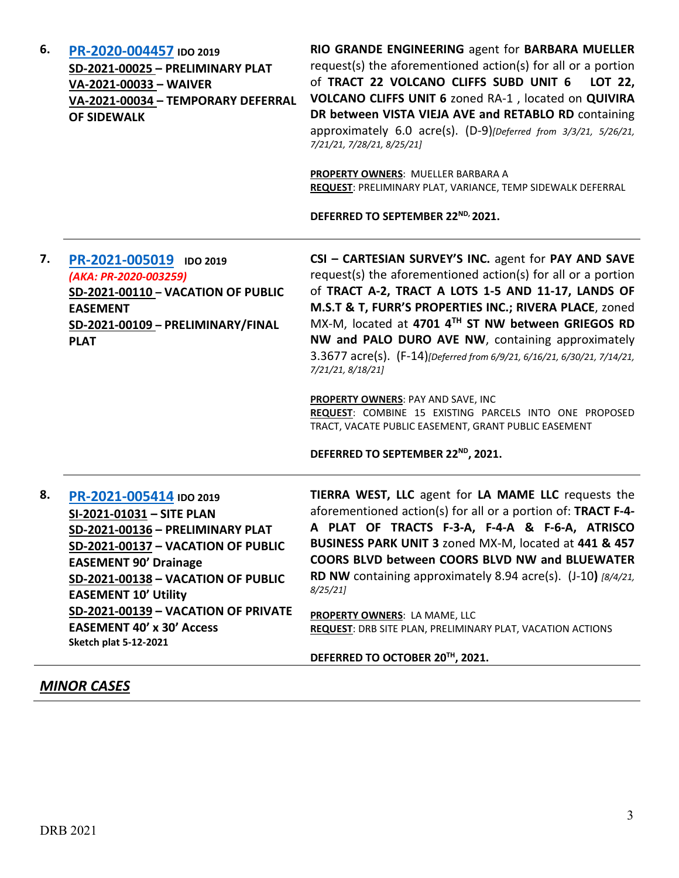6. **PR-2020-004457** **IDO 2019**
**SD-2021-00025 – PRELIMINARY PLAT**
**VA-2021-00033 – WAIVER**
**VA-2021-00034 – TEMPORARY DEFERRAL OF SIDEWALK**

**RIO GRANDE ENGINEERING** agent for **BARBARA MUELLER** request(s) the aforementioned action(s) for all or a portion of **TRACT 22 VOLCANO CLIFFS SUBD UNIT 6 LOT 22, VOLCANO CLIFFS UNIT 6** zoned RA-1 , located on **QUIVIRA DR between VISTA VIEJA AVE and RETABLO RD** containing approximately 6.0 acre(s). (D-9)*[Deferred from 3/3/21, 5/26/21, 7/21/21, 7/28/21, 8/25/21]*

**PROPERTY OWNERS**: MUELLER BARBARA A
**REQUEST**: PRELIMINARY PLAT, VARIANCE, TEMP SIDEWALK DEFERRAL

**DEFERRED TO SEPTEMBER 22ND, 2021.**

---

7. **PR-2021-005019** **IDO 2019**
*(AKA: PR-2020-003259)*
**SD-2021-00110 – VACATION OF PUBLIC EASEMENT**
**SD-2021-00109 – PRELIMINARY/FINAL PLAT**

**CSI – CARTESIAN SURVEY'S INC.** agent for **PAY AND SAVE** request(s) the aforementioned action(s) for all or a portion of **TRACT A-2, TRACT A LOTS 1-5 AND 11-17, LANDS OF M.S.T & T, FURR'S PROPERTIES INC.; RIVERA PLACE**, zoned MX-M, located at **4701 4TH ST NW between GRIEGOS RD NW and PALO DURO AVE NW**, containing approximately 3.3677 acre(s). (F-14)*[Deferred from 6/9/21, 6/16/21, 6/30/21, 7/14/21, 7/21/21, 8/18/21]*

**PROPERTY OWNERS**: PAY AND SAVE, INC
**REQUEST**: COMBINE 15 EXISTING PARCELS INTO ONE PROPOSED TRACT, VACATE PUBLIC EASEMENT, GRANT PUBLIC EASEMENT

**DEFERRED TO SEPTEMBER 22ND, 2021.**

---

8. **PR-2021-005414** **IDO 2019**
**SI-2021-01031 – SITE PLAN**
**SD-2021-00136 – PRELIMINARY PLAT**
**SD-2021-00137 – VACATION OF PUBLIC EASEMENT 90' Drainage**
**SD-2021-00138 – VACATION OF PUBLIC EASEMENT 10' Utility**
**SD-2021-00139 – VACATION OF PRIVATE EASEMENT 40' x 30' Access**
**Sketch plat 5-12-2021**

**TIERRA WEST, LLC** agent for **LA MAME LLC** requests the aforementioned action(s) for all or a portion of: **TRACT F-4-A PLAT OF TRACTS F-3-A, F-4-A & F-6-A, ATRISCO BUSINESS PARK UNIT 3** zoned MX-M, located at **441 & 457 COORS BLVD between COORS BLVD NW and BLUEWATER RD NW** containing approximately 8.94 acre(s). (J-10**)** *[8/4/21, 8/25/21]*

**PROPERTY OWNERS**: LA MAME, LLC
**REQUEST**: DRB SITE PLAN, PRELIMINARY PLAT, VACATION ACTIONS

**DEFERRED TO OCTOBER 20TH, 2021.**

---

## *MINOR CASES*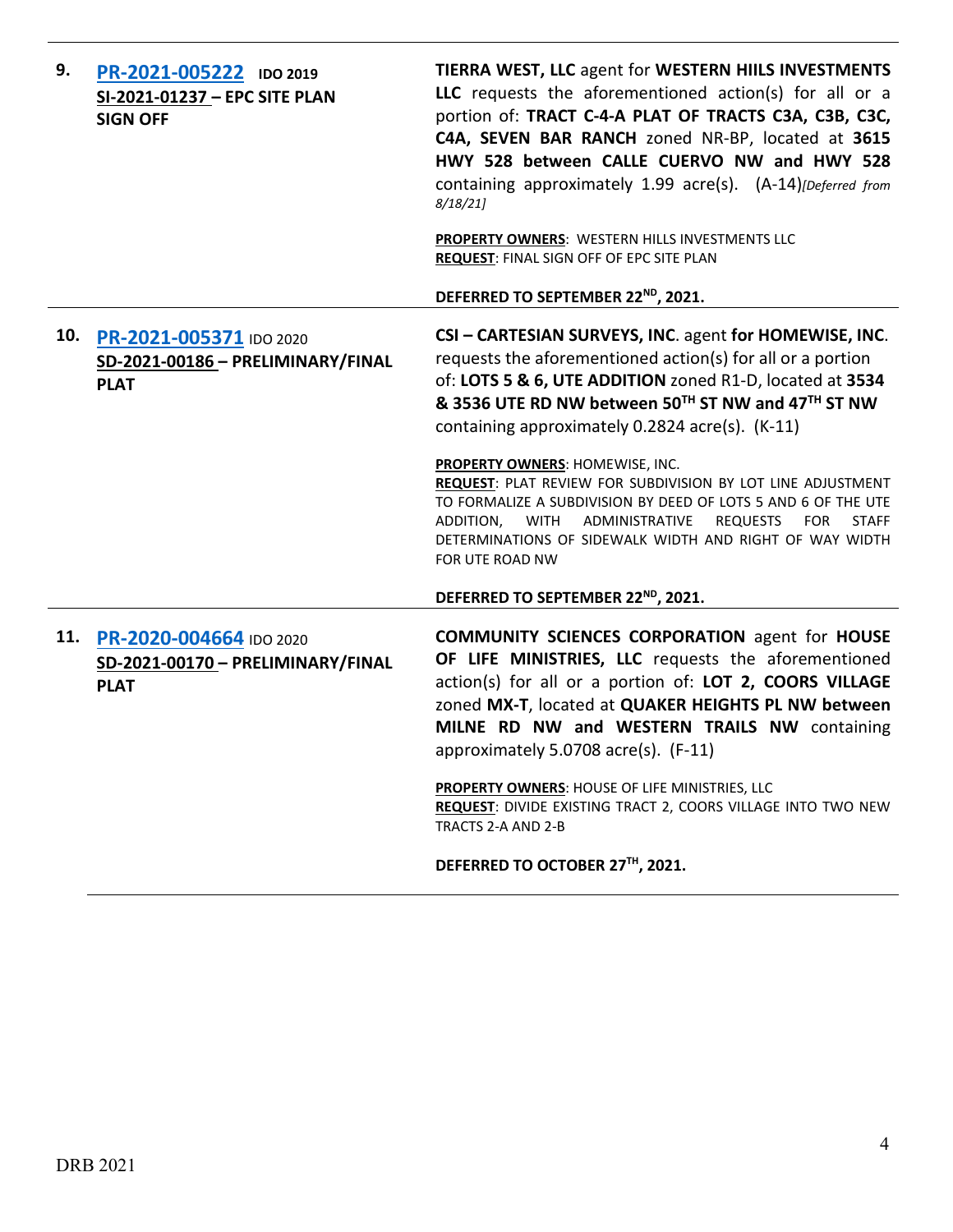| | | |
|---|---|---|
| **9.** | **PR-2021-005222** **IDO 2019**<br>**SI-2021-01237 – EPC SITE PLAN SIGN OFF** | **TIERRA WEST, LLC** agent for **WESTERN HIILS INVESTMENTS LLC** requests the aforementioned action(s) for all or a portion of: **TRACT C-4-A PLAT OF TRACTS C3A, C3B, C3C, C4A, SEVEN BAR RANCH** zoned NR-BP, located at **3615 HWY 528 between CALLE CUERVO NW and HWY 528** containing approximately 1.99 acre(s). (A-14)*[Deferred from 8/18/21]*<br><br>**PROPERTY OWNERS**: WESTERN HILLS INVESTMENTS LLC<br>**REQUEST**: FINAL SIGN OFF OF EPC SITE PLAN<br><br>**DEFERRED TO SEPTEMBER 22ND, 2021.** |
| **10.** | **PR-2021-005371** IDO 2020<br>**SD-2021-00186 – PRELIMINARY/FINAL PLAT** | **CSI – CARTESIAN SURVEYS, INC**. agent **for HOMEWISE, INC**. requests the aforementioned action(s) for all or a portion of: **LOTS 5 & 6, UTE ADDITION** zoned R1-D, located at **3534 & 3536 UTE RD NW between 50TH ST NW and 47TH ST NW** containing approximately 0.2824 acre(s). (K-11)<br><br>**PROPERTY OWNERS**: HOMEWISE, INC.<br>**REQUEST**: PLAT REVIEW FOR SUBDIVISION BY LOT LINE ADJUSTMENT TO FORMALIZE A SUBDIVISION BY DEED OF LOTS 5 AND 6 OF THE UTE ADDITION, WITH ADMINISTRATIVE REQUESTS FOR STAFF DETERMINATIONS OF SIDEWALK WIDTH AND RIGHT OF WAY WIDTH FOR UTE ROAD NW<br><br>**DEFERRED TO SEPTEMBER 22ND, 2021.** |
| **11.** | **PR-2020-004664** IDO 2020<br>**SD-2021-00170 – PRELIMINARY/FINAL PLAT** | **COMMUNITY SCIENCES CORPORATION** agent for **HOUSE OF LIFE MINISTRIES, LLC** requests the aforementioned action(s) for all or a portion of: **LOT 2, COORS VILLAGE** zoned **MX-T**, located at **QUAKER HEIGHTS PL NW between MILNE RD NW and WESTERN TRAILS NW** containing approximately 5.0708 acre(s). (F-11)<br><br>**PROPERTY OWNERS**: HOUSE OF LIFE MINISTRIES, LLC<br>**REQUEST**: DIVIDE EXISTING TRACT 2, COORS VILLAGE INTO TWO NEW TRACTS 2-A AND 2-B<br><br>**DEFERRED TO OCTOBER 27TH, 2021.** |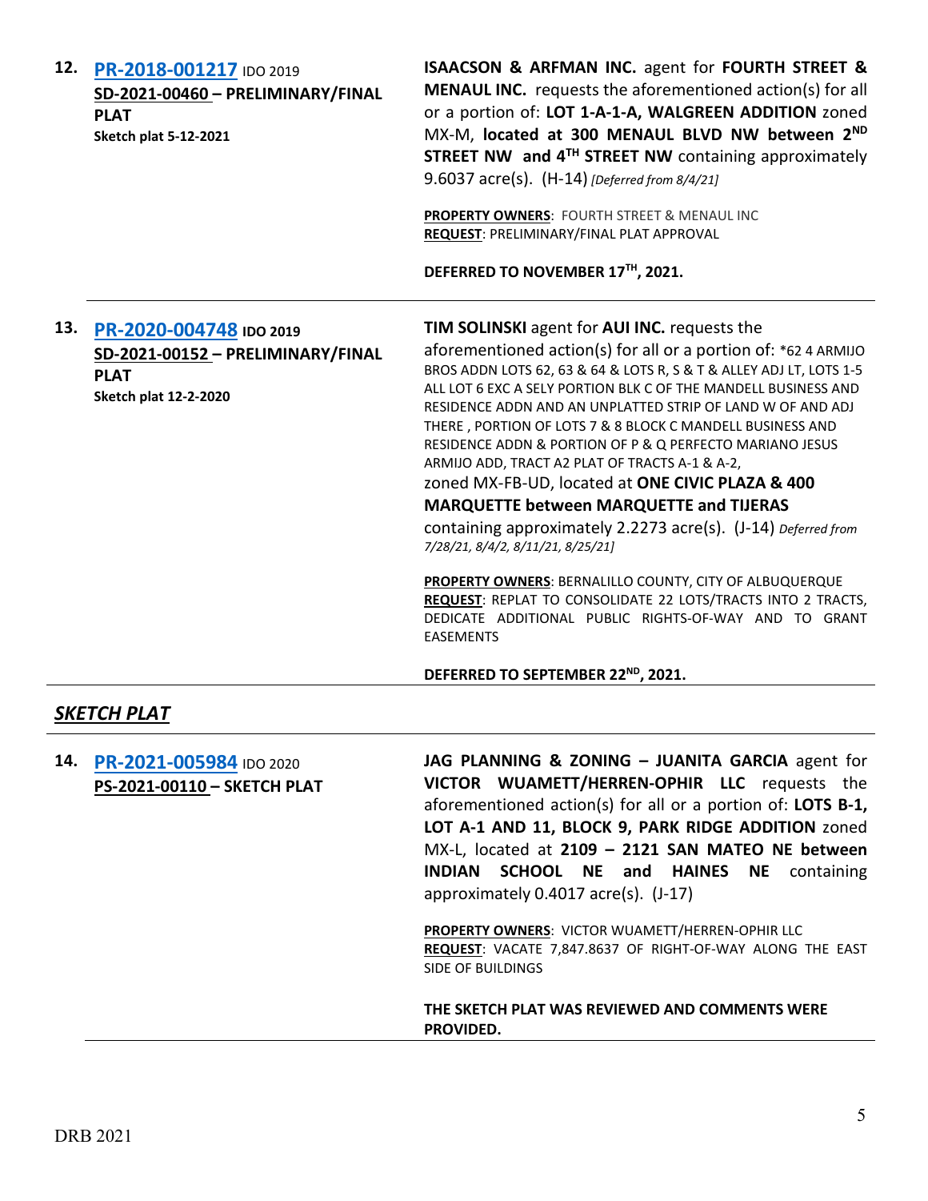**12.** **[PR-2018-001217](#)** IDO 2019
**SD-2021-00460 – PRELIMINARY/FINAL PLAT**
**Sketch plat 5-12-2021**

**ISAACSON & ARFMAN INC.** agent for **FOURTH STREET & MENAUL INC.** requests the aforementioned action(s) for all or a portion of: **LOT 1-A-1-A, WALGREEN ADDITION** zoned MX-M, **located at 300 MENAUL BLVD NW between 2ND STREET NW and 4TH STREET NW** containing approximately 9.6037 acre(s). (H-14) *[Deferred from 8/4/21]*

**PROPERTY OWNERS**: FOURTH STREET & MENAUL INC
**REQUEST**: PRELIMINARY/FINAL PLAT APPROVAL

**DEFERRED TO NOVEMBER 17TH, 2021.**

---

**13.** **[PR-2020-004748](#)** **IDO 2019**
**SD-2021-00152 – PRELIMINARY/FINAL PLAT**
**Sketch plat 12-2-2020**

**TIM SOLINSKI** agent for **AUI INC.** requests the aforementioned action(s) for all or a portion of: *62 4 ARMIJO BROS ADDN LOTS 62, 63 & 64 & LOTS R, S & T & ALLEY ADJ LT, LOTS 1-5 ALL LOT 6 EXC A SELY PORTION BLK C OF THE MANDELL BUSINESS AND RESIDENCE ADDN AND AN UNPLATTED STRIP OF LAND W OF AND ADJ THERE , PORTION OF LOTS 7 & 8 BLOCK C MANDELL BUSINESS AND RESIDENCE ADDN & PORTION OF P & Q PERFECTO MARIANO JESUS ARMIJO ADD, TRACT A2 PLAT OF TRACTS A-1 & A-2, zoned MX-FB-UD, located at **ONE CIVIC PLAZA & 400 MARQUETTE between MARQUETTE and TIJERAS** containing approximately 2.2273 acre(s). (J-14) *Deferred from 7/28/21, 8/4/2, 8/11/21, 8/25/21]*

**PROPERTY OWNERS**: BERNALILLO COUNTY, CITY OF ALBUQUERQUE
**REQUEST**: REPLAT TO CONSOLIDATE 22 LOTS/TRACTS INTO 2 TRACTS, DEDICATE ADDITIONAL PUBLIC RIGHTS-OF-WAY AND TO GRANT EASEMENTS

**DEFERRED TO SEPTEMBER 22ND, 2021.**

---

## ***SKETCH PLAT***

**14.** **[PR-2021-005984](#)** IDO 2020
**PS-2021-00110 – SKETCH PLAT**

**JAG PLANNING & ZONING – JUANITA GARCIA** agent for **VICTOR WUAMETT/HERREN-OPHIR LLC** requests the aforementioned action(s) for all or a portion of: **LOTS B-1, LOT A-1 AND 11, BLOCK 9, PARK RIDGE ADDITION** zoned MX-L, located at **2109 – 2121 SAN MATEO NE between INDIAN SCHOOL NE and HAINES NE** containing approximately 0.4017 acre(s). (J-17)

**PROPERTY OWNERS**: VICTOR WUAMETT/HERREN-OPHIR LLC
**REQUEST**: VACATE 7,847.8637 OF RIGHT-OF-WAY ALONG THE EAST SIDE OF BUILDINGS

**THE SKETCH PLAT WAS REVIEWED AND COMMENTS WERE PROVIDED.**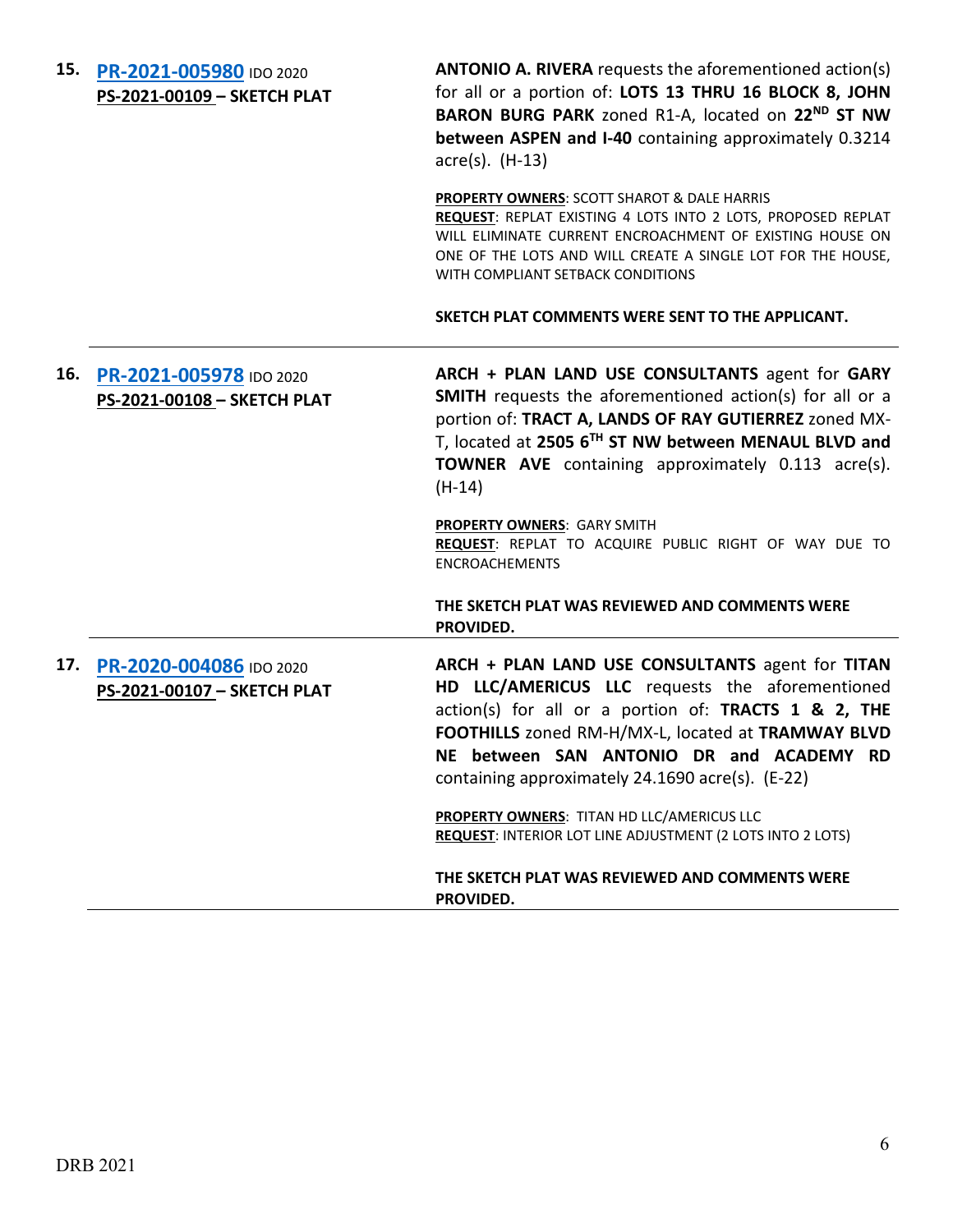**15.** **PR-2021-005980** IDO 2020
**PS-2021-00109 – SKETCH PLAT**

**ANTONIO A. RIVERA** requests the aforementioned action(s) for all or a portion of: **LOTS 13 THRU 16 BLOCK 8, JOHN BARON BURG PARK** zoned R1-A, located on **22ND ST NW between ASPEN and I-40** containing approximately 0.3214 acre(s). (H-13)

**PROPERTY OWNERS**: SCOTT SHAROT & DALE HARRIS
**REQUEST**: REPLAT EXISTING 4 LOTS INTO 2 LOTS, PROPOSED REPLAT WILL ELIMINATE CURRENT ENCROACHMENT OF EXISTING HOUSE ON ONE OF THE LOTS AND WILL CREATE A SINGLE LOT FOR THE HOUSE, WITH COMPLIANT SETBACK CONDITIONS

**SKETCH PLAT COMMENTS WERE SENT TO THE APPLICANT.**

---

**16.** **PR-2021-005978** IDO 2020
**PS-2021-00108 – SKETCH PLAT**

**ARCH + PLAN LAND USE CONSULTANTS** agent for **GARY SMITH** requests the aforementioned action(s) for all or a portion of: **TRACT A, LANDS OF RAY GUTIERREZ** zoned MX-T, located at **2505 6TH ST NW between MENAUL BLVD and TOWNER AVE** containing approximately 0.113 acre(s). (H-14)

**PROPERTY OWNERS**: GARY SMITH
**REQUEST**: REPLAT TO ACQUIRE PUBLIC RIGHT OF WAY DUE TO ENCROACHEMENTS

**THE SKETCH PLAT WAS REVIEWED AND COMMENTS WERE PROVIDED.**

---

**17.** **PR-2020-004086** IDO 2020
**PS-2021-00107 – SKETCH PLAT**

**ARCH + PLAN LAND USE CONSULTANTS** agent for **TITAN HD LLC/AMERICUS LLC** requests the aforementioned action(s) for all or a portion of: **TRACTS 1 & 2, THE FOOTHILLS** zoned RM-H/MX-L, located at **TRAMWAY BLVD NE between SAN ANTONIO DR and ACADEMY RD** containing approximately 24.1690 acre(s). (E-22)

**PROPERTY OWNERS**: TITAN HD LLC/AMERICUS LLC
**REQUEST**: INTERIOR LOT LINE ADJUSTMENT (2 LOTS INTO 2 LOTS)

**THE SKETCH PLAT WAS REVIEWED AND COMMENTS WERE PROVIDED.**

---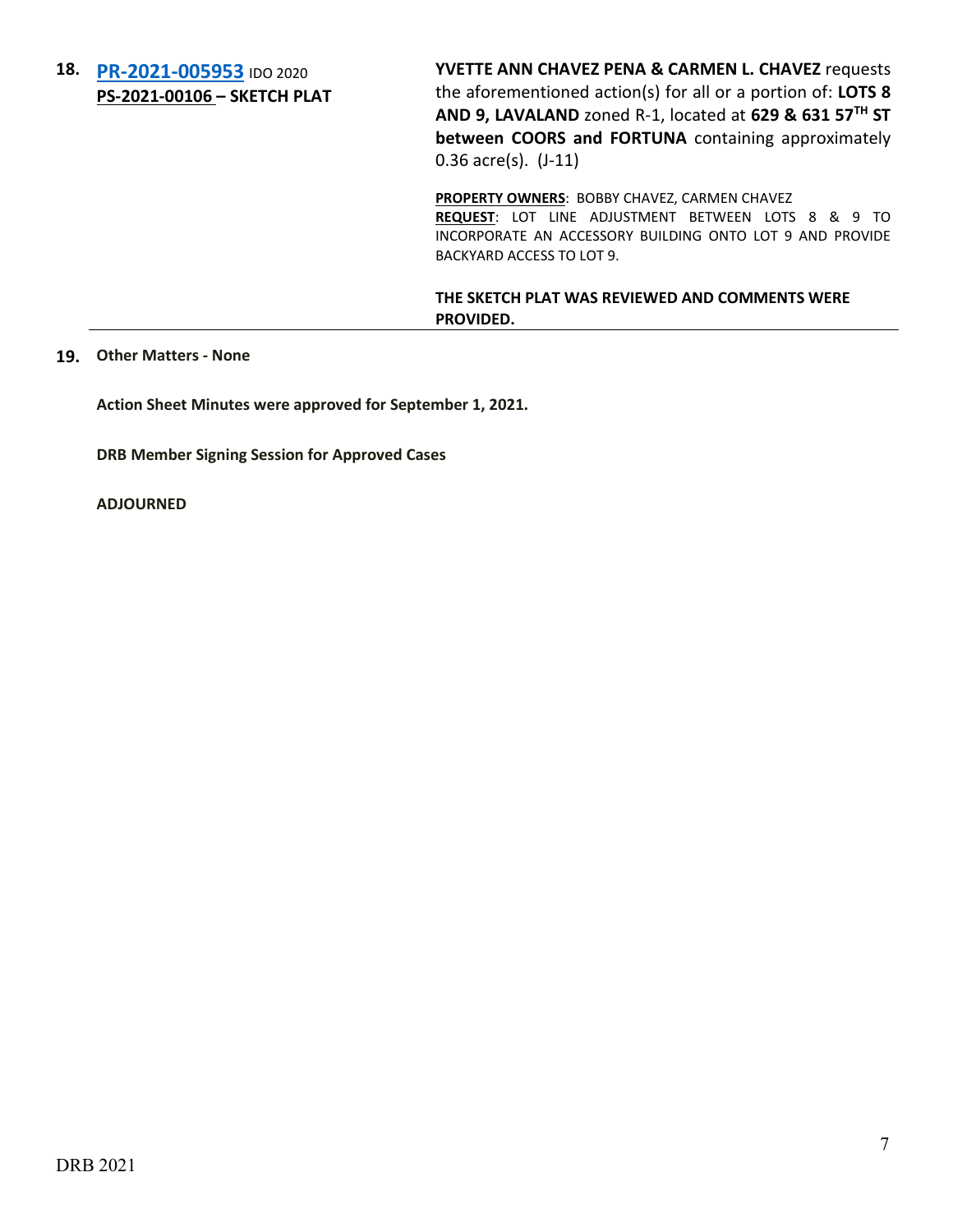**18. PR-2021-005953** IDO 2020
**PS-2021-00106 – SKETCH PLAT**

**YVETTE ANN CHAVEZ PENA & CARMEN L. CHAVEZ** requests the aforementioned action(s) for all or a portion of: **LOTS 8 AND 9, LAVALAND** zoned R-1, located at **629 & 631 57$^{TH}$ ST between COORS and FORTUNA** containing approximately 0.36 acre(s). (J-11)

**PROPERTY OWNERS**: BOBBY CHAVEZ, CARMEN CHAVEZ
**REQUEST**: LOT LINE ADJUSTMENT BETWEEN LOTS 8 & 9 TO INCORPORATE AN ACCESSORY BUILDING ONTO LOT 9 AND PROVIDE BACKYARD ACCESS TO LOT 9.

**THE SKETCH PLAT WAS REVIEWED AND COMMENTS WERE PROVIDED.**

---

**19. Other Matters - None**

**Action Sheet Minutes were approved for September 1, 2021.**

**DRB Member Signing Session for Approved Cases**

**ADJOURNED**

DRB 2021